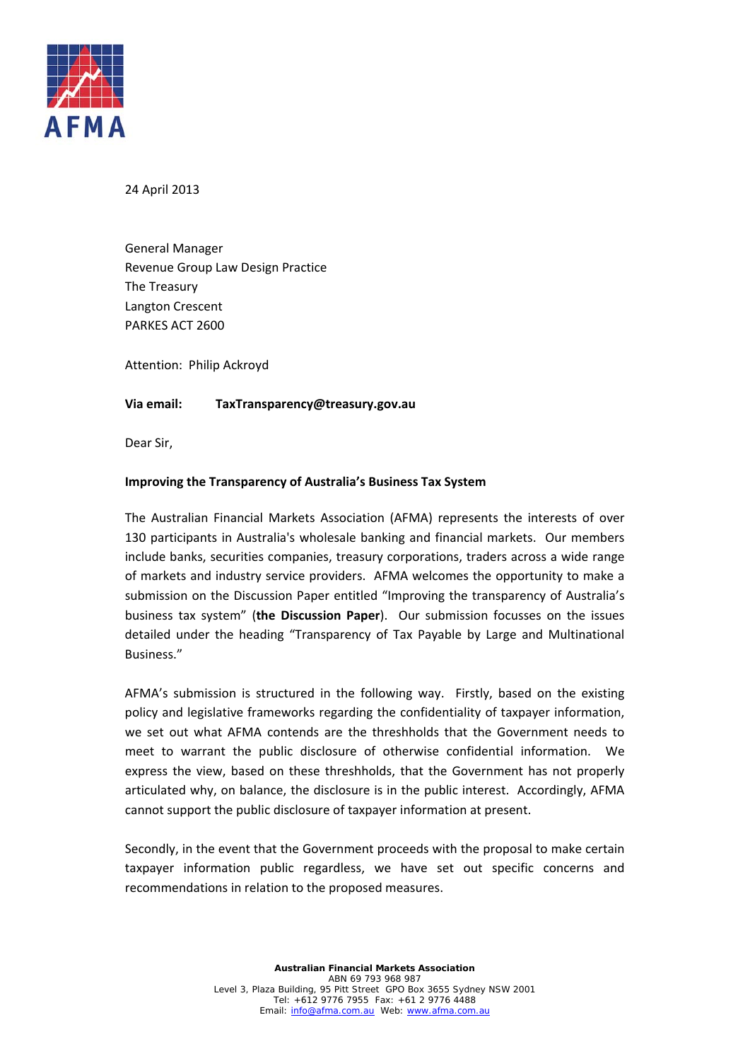AFMA

24 April 2013

General Manager
Revenue Group Law Design Practice
The Treasury
Langton Crescent
PARKES ACT 2600

Attention: Philip Ackroyd

**Via email: TaxTransparency@treasury.gov.au**

Dear Sir,

**Improving the Transparency of Australia's Business Tax System**

The Australian Financial Markets Association (AFMA) represents the interests of over 130 participants in Australia's wholesale banking and financial markets. Our members include banks, securities companies, treasury corporations, traders across a wide range of markets and industry service providers. AFMA welcomes the opportunity to make a submission on the Discussion Paper entitled "Improving the transparency of Australia's business tax system" (**the Discussion Paper**). Our submission focusses on the issues detailed under the heading "Transparency of Tax Payable by Large and Multinational Business."

AFMA's submission is structured in the following way. Firstly, based on the existing policy and legislative frameworks regarding the confidentiality of taxpayer information, we set out what AFMA contends are the threshholds that the Government needs to meet to warrant the public disclosure of otherwise confidential information. We express the view, based on these threshholds, that the Government has not properly articulated why, on balance, the disclosure is in the public interest. Accordingly, AFMA cannot support the public disclosure of taxpayer information at present.

Secondly, in the event that the Government proceeds with the proposal to make certain taxpayer information public regardless, we have set out specific concerns and recommendations in relation to the proposed measures.

**Australian Financial Markets Association**
ABN 69 793 968 987
Level 3, Plaza Building, 95 Pitt Street GPO Box 3655 Sydney NSW 2001
Tel: +612 9776 7955 Fax: +61 2 9776 4488
Email: info@afma.com.au Web: www.afma.com.au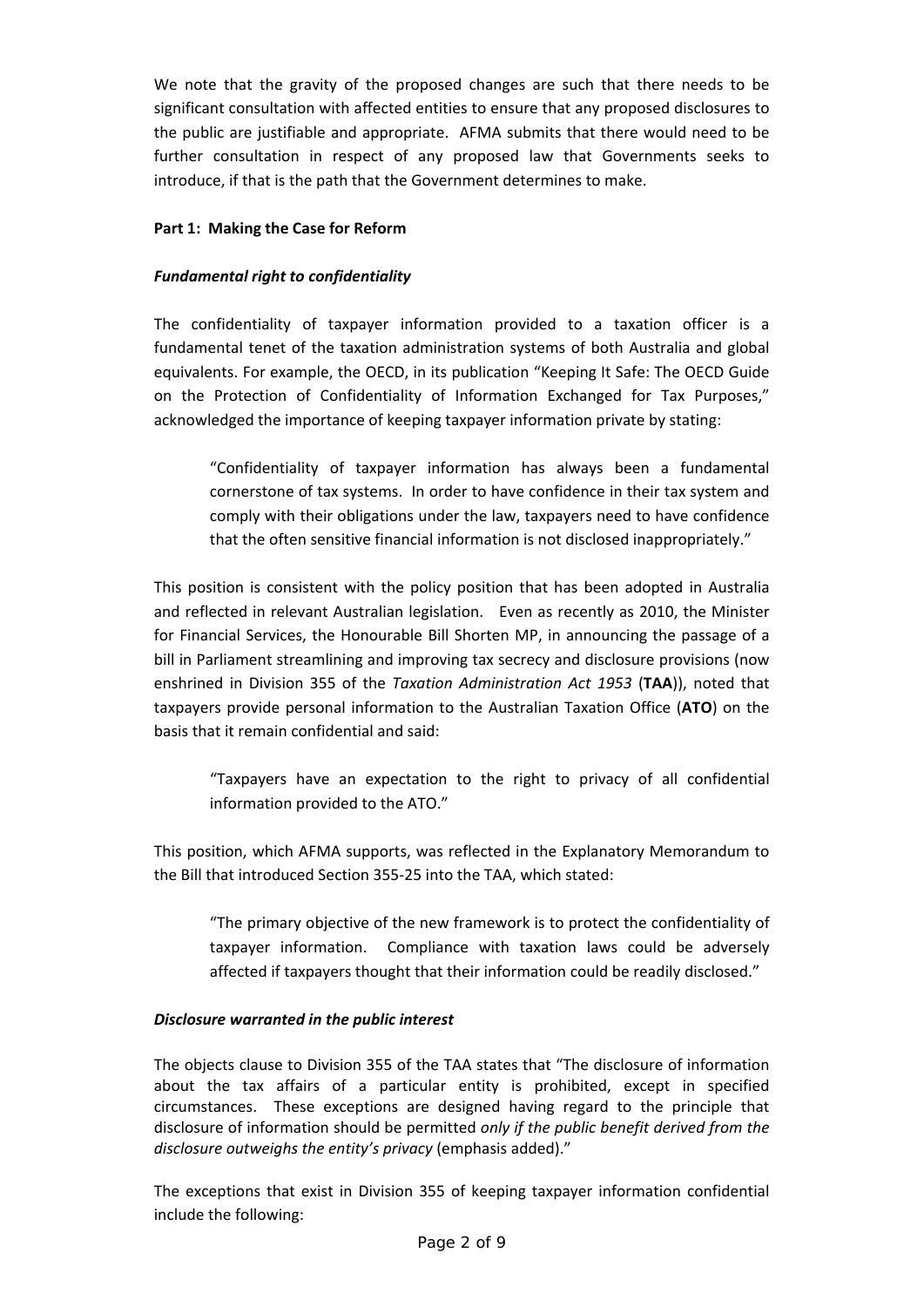We note that the gravity of the proposed changes are such that there needs to be significant consultation with affected entities to ensure that any proposed disclosures to the public are justifiable and appropriate. AFMA submits that there would need to be further consultation in respect of any proposed law that Governments seeks to introduce, if that is the path that the Government determines to make.

**Part 1: Making the Case for Reform**

***Fundamental right to confidentiality***

The confidentiality of taxpayer information provided to a taxation officer is a fundamental tenet of the taxation administration systems of both Australia and global equivalents. For example, the OECD, in its publication "Keeping It Safe: The OECD Guide on the Protection of Confidentiality of Information Exchanged for Tax Purposes," acknowledged the importance of keeping taxpayer information private by stating:

> "Confidentiality of taxpayer information has always been a fundamental cornerstone of tax systems. In order to have confidence in their tax system and comply with their obligations under the law, taxpayers need to have confidence that the often sensitive financial information is not disclosed inappropriately."

This position is consistent with the policy position that has been adopted in Australia and reflected in relevant Australian legislation. Even as recently as 2010, the Minister for Financial Services, the Honourable Bill Shorten MP, in announcing the passage of a bill in Parliament streamlining and improving tax secrecy and disclosure provisions (now enshrined in Division 355 of the *Taxation Administration Act 1953* (**TAA**)), noted that taxpayers provide personal information to the Australian Taxation Office (**ATO**) on the basis that it remain confidential and said:

> "Taxpayers have an expectation to the right to privacy of all confidential information provided to the ATO."

This position, which AFMA supports, was reflected in the Explanatory Memorandum to the Bill that introduced Section 355-25 into the TAA, which stated:

> "The primary objective of the new framework is to protect the confidentiality of taxpayer information. Compliance with taxation laws could be adversely affected if taxpayers thought that their information could be readily disclosed."

***Disclosure warranted in the public interest***

The objects clause to Division 355 of the TAA states that "The disclosure of information about the tax affairs of a particular entity is prohibited, except in specified circumstances. These exceptions are designed having regard to the principle that disclosure of information should be permitted *only if the public benefit derived from the disclosure outweighs the entity's privacy* (emphasis added)."

The exceptions that exist in Division 355 of keeping taxpayer information confidential include the following: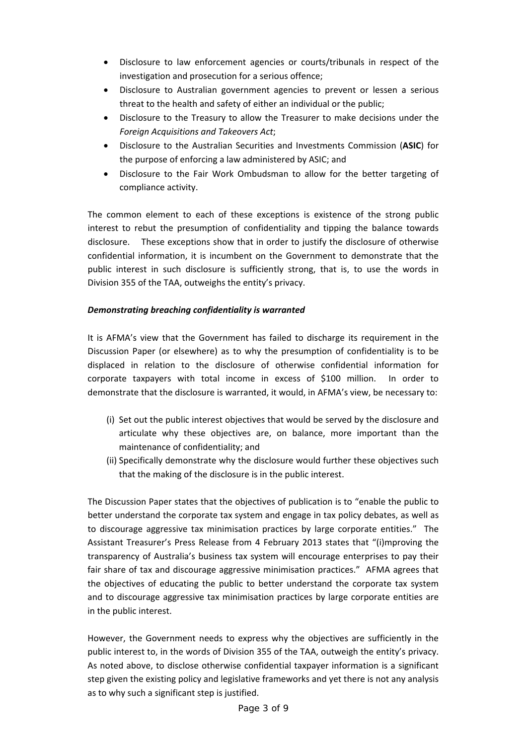- Disclosure to law enforcement agencies or courts/tribunals in respect of the investigation and prosecution for a serious offence;
- Disclosure to Australian government agencies to prevent or lessen a serious threat to the health and safety of either an individual or the public;
- Disclosure to the Treasury to allow the Treasurer to make decisions under the *Foreign Acquisitions and Takeovers Act*;
- Disclosure to the Australian Securities and Investments Commission (**ASIC**) for the purpose of enforcing a law administered by ASIC; and
- Disclosure to the Fair Work Ombudsman to allow for the better targeting of compliance activity.

The common element to each of these exceptions is existence of the strong public interest to rebut the presumption of confidentiality and tipping the balance towards disclosure. These exceptions show that in order to justify the disclosure of otherwise confidential information, it is incumbent on the Government to demonstrate that the public interest in such disclosure is sufficiently strong, that is, to use the words in Division 355 of the TAA, outweighs the entity's privacy.

***Demonstrating breaching confidentiality is warranted***

It is AFMA's view that the Government has failed to discharge its requirement in the Discussion Paper (or elsewhere) as to why the presumption of confidentiality is to be displaced in relation to the disclosure of otherwise confidential information for corporate taxpayers with total income in excess of $100 million. In order to demonstrate that the disclosure is warranted, it would, in AFMA's view, be necessary to:

(i) Set out the public interest objectives that would be served by the disclosure and articulate why these objectives are, on balance, more important than the maintenance of confidentiality; and

(ii) Specifically demonstrate why the disclosure would further these objectives such that the making of the disclosure is in the public interest.

The Discussion Paper states that the objectives of publication is to "enable the public to better understand the corporate tax system and engage in tax policy debates, as well as to discourage aggressive tax minimisation practices by large corporate entities." The Assistant Treasurer's Press Release from 4 February 2013 states that "(i)mproving the transparency of Australia's business tax system will encourage enterprises to pay their fair share of tax and discourage aggressive minimisation practices." AFMA agrees that the objectives of educating the public to better understand the corporate tax system and to discourage aggressive tax minimisation practices by large corporate entities are in the public interest.

However, the Government needs to express why the objectives are sufficiently in the public interest to, in the words of Division 355 of the TAA, outweigh the entity's privacy. As noted above, to disclose otherwise confidential taxpayer information is a significant step given the existing policy and legislative frameworks and yet there is not any analysis as to why such a significant step is justified.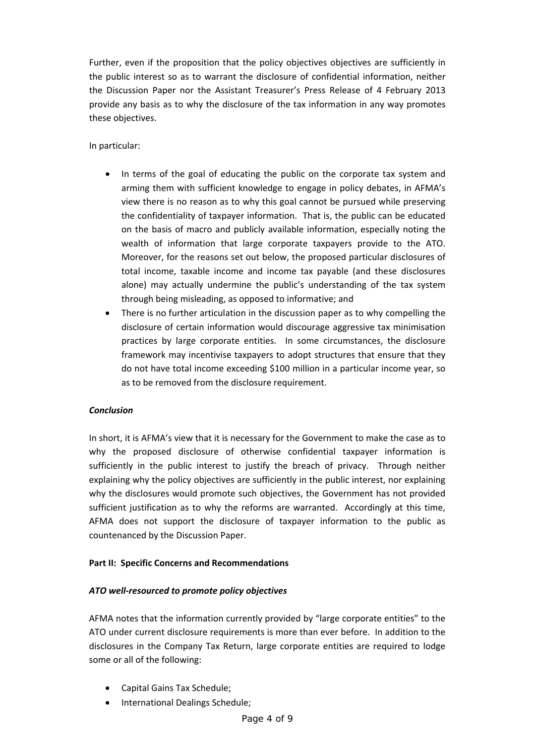Further, even if the proposition that the policy objectives objectives are sufficiently in the public interest so as to warrant the disclosure of confidential information, neither the Discussion Paper nor the Assistant Treasurer's Press Release of 4 February 2013 provide any basis as to why the disclosure of the tax information in any way promotes these objectives.

In particular:

- In terms of the goal of educating the public on the corporate tax system and arming them with sufficient knowledge to engage in policy debates, in AFMA's view there is no reason as to why this goal cannot be pursued while preserving the confidentiality of taxpayer information. That is, the public can be educated on the basis of macro and publicly available information, especially noting the wealth of information that large corporate taxpayers provide to the ATO. Moreover, for the reasons set out below, the proposed particular disclosures of total income, taxable income and income tax payable (and these disclosures alone) may actually undermine the public's understanding of the tax system through being misleading, as opposed to informative; and
- There is no further articulation in the discussion paper as to why compelling the disclosure of certain information would discourage aggressive tax minimisation practices by large corporate entities. In some circumstances, the disclosure framework may incentivise taxpayers to adopt structures that ensure that they do not have total income exceeding $100 million in a particular income year, so as to be removed from the disclosure requirement.

***Conclusion***

In short, it is AFMA's view that it is necessary for the Government to make the case as to why the proposed disclosure of otherwise confidential taxpayer information is sufficiently in the public interest to justify the breach of privacy. Through neither explaining why the policy objectives are sufficiently in the public interest, nor explaining why the disclosures would promote such objectives, the Government has not provided sufficient justification as to why the reforms are warranted. Accordingly at this time, AFMA does not support the disclosure of taxpayer information to the public as countenanced by the Discussion Paper.

**Part II: Specific Concerns and Recommendations**

***ATO well-resourced to promote policy objectives***

AFMA notes that the information currently provided by "large corporate entities" to the ATO under current disclosure requirements is more than ever before. In addition to the disclosures in the Company Tax Return, large corporate entities are required to lodge some or all of the following:

- Capital Gains Tax Schedule;
- International Dealings Schedule;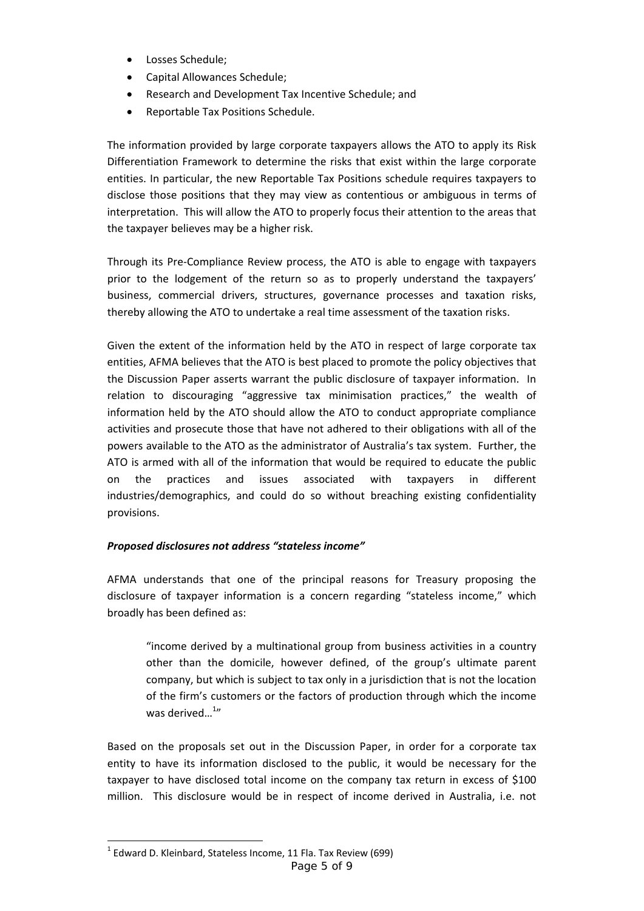- Losses Schedule;
- Capital Allowances Schedule;
- Research and Development Tax Incentive Schedule; and
- Reportable Tax Positions Schedule.

The information provided by large corporate taxpayers allows the ATO to apply its Risk Differentiation Framework to determine the risks that exist within the large corporate entities. In particular, the new Reportable Tax Positions schedule requires taxpayers to disclose those positions that they may view as contentious or ambiguous in terms of interpretation. This will allow the ATO to properly focus their attention to the areas that the taxpayer believes may be a higher risk.

Through its Pre-Compliance Review process, the ATO is able to engage with taxpayers prior to the lodgement of the return so as to properly understand the taxpayers' business, commercial drivers, structures, governance processes and taxation risks, thereby allowing the ATO to undertake a real time assessment of the taxation risks.

Given the extent of the information held by the ATO in respect of large corporate tax entities, AFMA believes that the ATO is best placed to promote the policy objectives that the Discussion Paper asserts warrant the public disclosure of taxpayer information. In relation to discouraging "aggressive tax minimisation practices," the wealth of information held by the ATO should allow the ATO to conduct appropriate compliance activities and prosecute those that have not adhered to their obligations with all of the powers available to the ATO as the administrator of Australia's tax system. Further, the ATO is armed with all of the information that would be required to educate the public on the practices and issues associated with taxpayers in different industries/demographics, and could do so without breaching existing confidentiality provisions.

***Proposed disclosures not address "stateless income"***

AFMA understands that one of the principal reasons for Treasury proposing the disclosure of taxpayer information is a concern regarding "stateless income," which broadly has been defined as:

> "income derived by a multinational group from business activities in a country other than the domicile, however defined, of the group's ultimate parent company, but which is subject to tax only in a jurisdiction that is not the location of the firm's customers or the factors of production through which the income was derived…[1]"

Based on the proposals set out in the Discussion Paper, in order for a corporate tax entity to have its information disclosed to the public, it would be necessary for the taxpayer to have disclosed total income on the company tax return in excess of $100 million. This disclosure would be in respect of income derived in Australia, i.e. not

---

[1] Edward D. Kleinbard, Stateless Income, 11 Fla. Tax Review (699)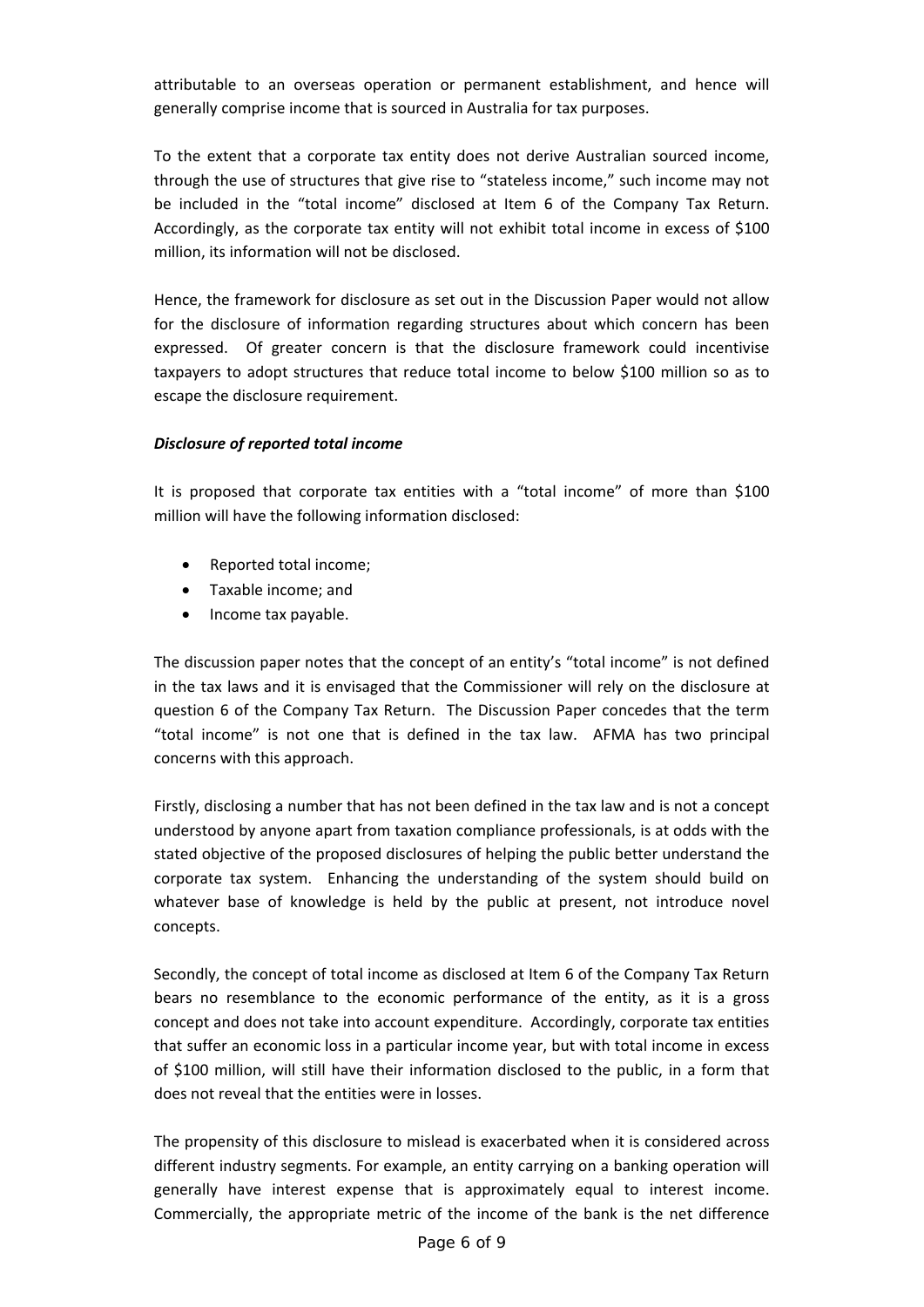attributable to an overseas operation or permanent establishment, and hence will generally comprise income that is sourced in Australia for tax purposes.

To the extent that a corporate tax entity does not derive Australian sourced income, through the use of structures that give rise to "stateless income," such income may not be included in the "total income" disclosed at Item 6 of the Company Tax Return. Accordingly, as the corporate tax entity will not exhibit total income in excess of $100 million, its information will not be disclosed.

Hence, the framework for disclosure as set out in the Discussion Paper would not allow for the disclosure of information regarding structures about which concern has been expressed. Of greater concern is that the disclosure framework could incentivise taxpayers to adopt structures that reduce total income to below $100 million so as to escape the disclosure requirement.

***Disclosure of reported total income***

It is proposed that corporate tax entities with a "total income" of more than $100 million will have the following information disclosed:

- Reported total income;
- Taxable income; and
- Income tax payable.

The discussion paper notes that the concept of an entity's "total income" is not defined in the tax laws and it is envisaged that the Commissioner will rely on the disclosure at question 6 of the Company Tax Return. The Discussion Paper concedes that the term "total income" is not one that is defined in the tax law. AFMA has two principal concerns with this approach.

Firstly, disclosing a number that has not been defined in the tax law and is not a concept understood by anyone apart from taxation compliance professionals, is at odds with the stated objective of the proposed disclosures of helping the public better understand the corporate tax system. Enhancing the understanding of the system should build on whatever base of knowledge is held by the public at present, not introduce novel concepts.

Secondly, the concept of total income as disclosed at Item 6 of the Company Tax Return bears no resemblance to the economic performance of the entity, as it is a gross concept and does not take into account expenditure. Accordingly, corporate tax entities that suffer an economic loss in a particular income year, but with total income in excess of $100 million, will still have their information disclosed to the public, in a form that does not reveal that the entities were in losses.

The propensity of this disclosure to mislead is exacerbated when it is considered across different industry segments. For example, an entity carrying on a banking operation will generally have interest expense that is approximately equal to interest income. Commercially, the appropriate metric of the income of the bank is the net difference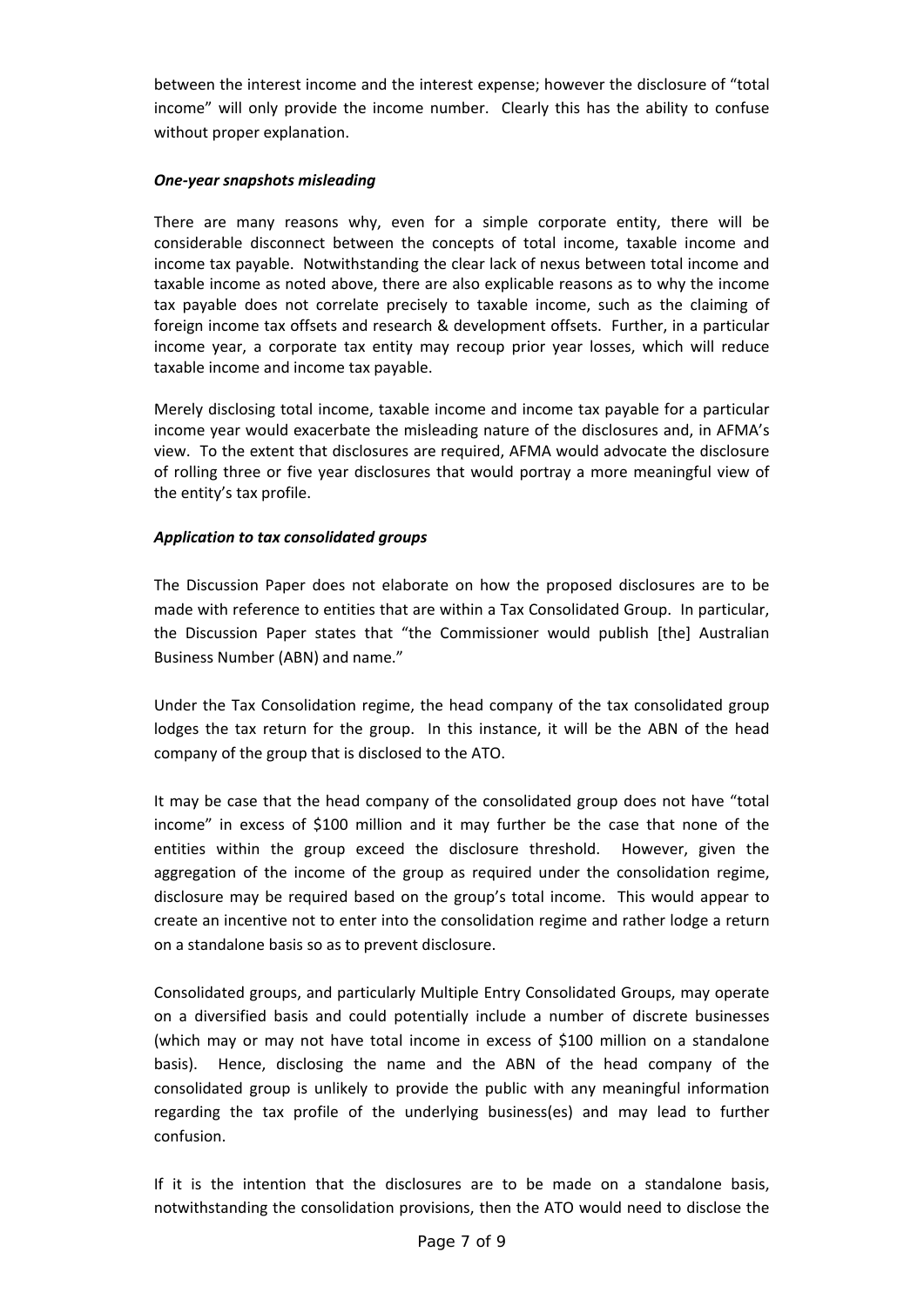between the interest income and the interest expense; however the disclosure of "total income" will only provide the income number. Clearly this has the ability to confuse without proper explanation.

***One-year snapshots misleading***

There are many reasons why, even for a simple corporate entity, there will be considerable disconnect between the concepts of total income, taxable income and income tax payable. Notwithstanding the clear lack of nexus between total income and taxable income as noted above, there are also explicable reasons as to why the income tax payable does not correlate precisely to taxable income, such as the claiming of foreign income tax offsets and research & development offsets. Further, in a particular income year, a corporate tax entity may recoup prior year losses, which will reduce taxable income and income tax payable.

Merely disclosing total income, taxable income and income tax payable for a particular income year would exacerbate the misleading nature of the disclosures and, in AFMA's view. To the extent that disclosures are required, AFMA would advocate the disclosure of rolling three or five year disclosures that would portray a more meaningful view of the entity's tax profile.

***Application to tax consolidated groups***

The Discussion Paper does not elaborate on how the proposed disclosures are to be made with reference to entities that are within a Tax Consolidated Group. In particular, the Discussion Paper states that "the Commissioner would publish [the] Australian Business Number (ABN) and name."

Under the Tax Consolidation regime, the head company of the tax consolidated group lodges the tax return for the group. In this instance, it will be the ABN of the head company of the group that is disclosed to the ATO.

It may be case that the head company of the consolidated group does not have "total income" in excess of $100 million and it may further be the case that none of the entities within the group exceed the disclosure threshold. However, given the aggregation of the income of the group as required under the consolidation regime, disclosure may be required based on the group's total income. This would appear to create an incentive not to enter into the consolidation regime and rather lodge a return on a standalone basis so as to prevent disclosure.

Consolidated groups, and particularly Multiple Entry Consolidated Groups, may operate on a diversified basis and could potentially include a number of discrete businesses (which may or may not have total income in excess of $100 million on a standalone basis). Hence, disclosing the name and the ABN of the head company of the consolidated group is unlikely to provide the public with any meaningful information regarding the tax profile of the underlying business(es) and may lead to further confusion.

If it is the intention that the disclosures are to be made on a standalone basis, notwithstanding the consolidation provisions, then the ATO would need to disclose the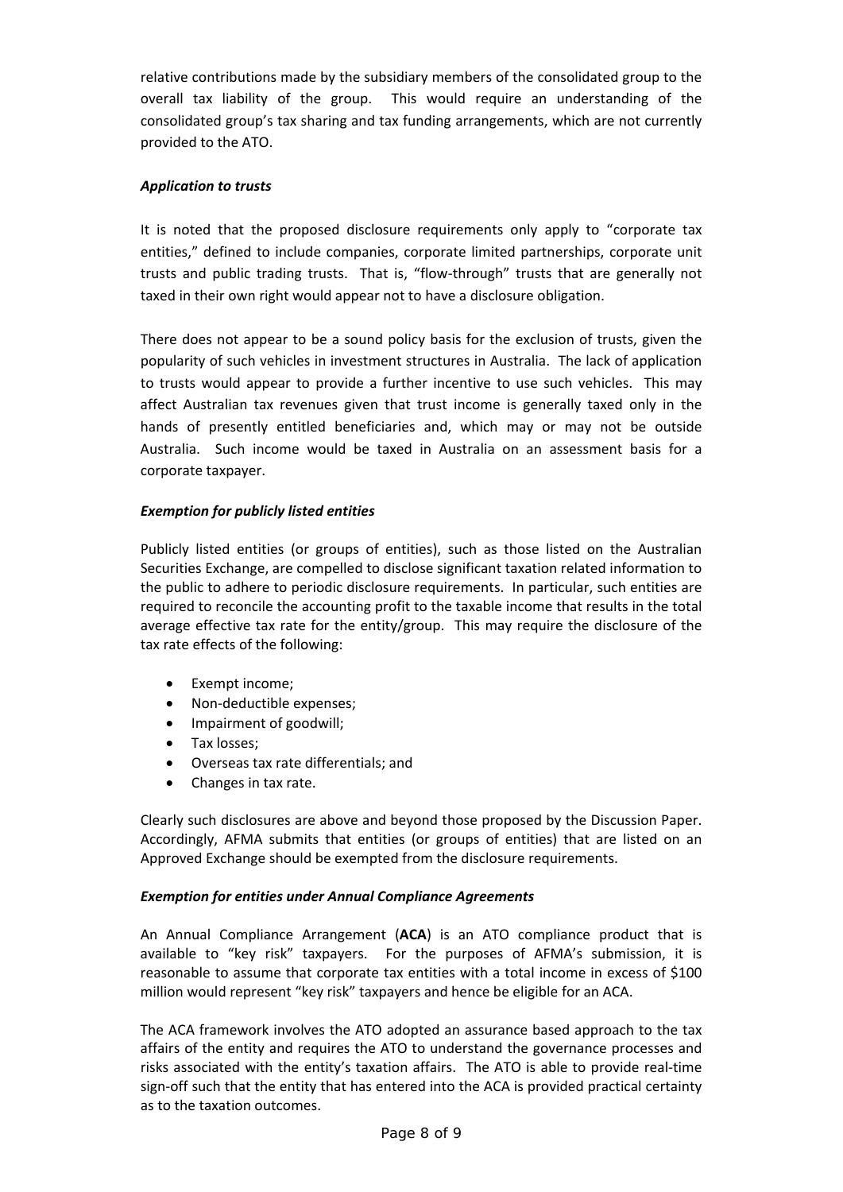relative contributions made by the subsidiary members of the consolidated group to the overall tax liability of the group. This would require an understanding of the consolidated group's tax sharing and tax funding arrangements, which are not currently provided to the ATO.

***Application to trusts***

It is noted that the proposed disclosure requirements only apply to "corporate tax entities," defined to include companies, corporate limited partnerships, corporate unit trusts and public trading trusts. That is, "flow-through" trusts that are generally not taxed in their own right would appear not to have a disclosure obligation.

There does not appear to be a sound policy basis for the exclusion of trusts, given the popularity of such vehicles in investment structures in Australia. The lack of application to trusts would appear to provide a further incentive to use such vehicles. This may affect Australian tax revenues given that trust income is generally taxed only in the hands of presently entitled beneficiaries and, which may or may not be outside Australia. Such income would be taxed in Australia on an assessment basis for a corporate taxpayer.

***Exemption for publicly listed entities***

Publicly listed entities (or groups of entities), such as those listed on the Australian Securities Exchange, are compelled to disclose significant taxation related information to the public to adhere to periodic disclosure requirements. In particular, such entities are required to reconcile the accounting profit to the taxable income that results in the total average effective tax rate for the entity/group. This may require the disclosure of the tax rate effects of the following:

- Exempt income;
- Non-deductible expenses;
- Impairment of goodwill;
- Tax losses;
- Overseas tax rate differentials; and
- Changes in tax rate.

Clearly such disclosures are above and beyond those proposed by the Discussion Paper. Accordingly, AFMA submits that entities (or groups of entities) that are listed on an Approved Exchange should be exempted from the disclosure requirements.

***Exemption for entities under Annual Compliance Agreements***

An Annual Compliance Arrangement (**ACA**) is an ATO compliance product that is available to "key risk" taxpayers. For the purposes of AFMA's submission, it is reasonable to assume that corporate tax entities with a total income in excess of $100 million would represent "key risk" taxpayers and hence be eligible for an ACA.

The ACA framework involves the ATO adopted an assurance based approach to the tax affairs of the entity and requires the ATO to understand the governance processes and risks associated with the entity's taxation affairs. The ATO is able to provide real-time sign-off such that the entity that has entered into the ACA is provided practical certainty as to the taxation outcomes.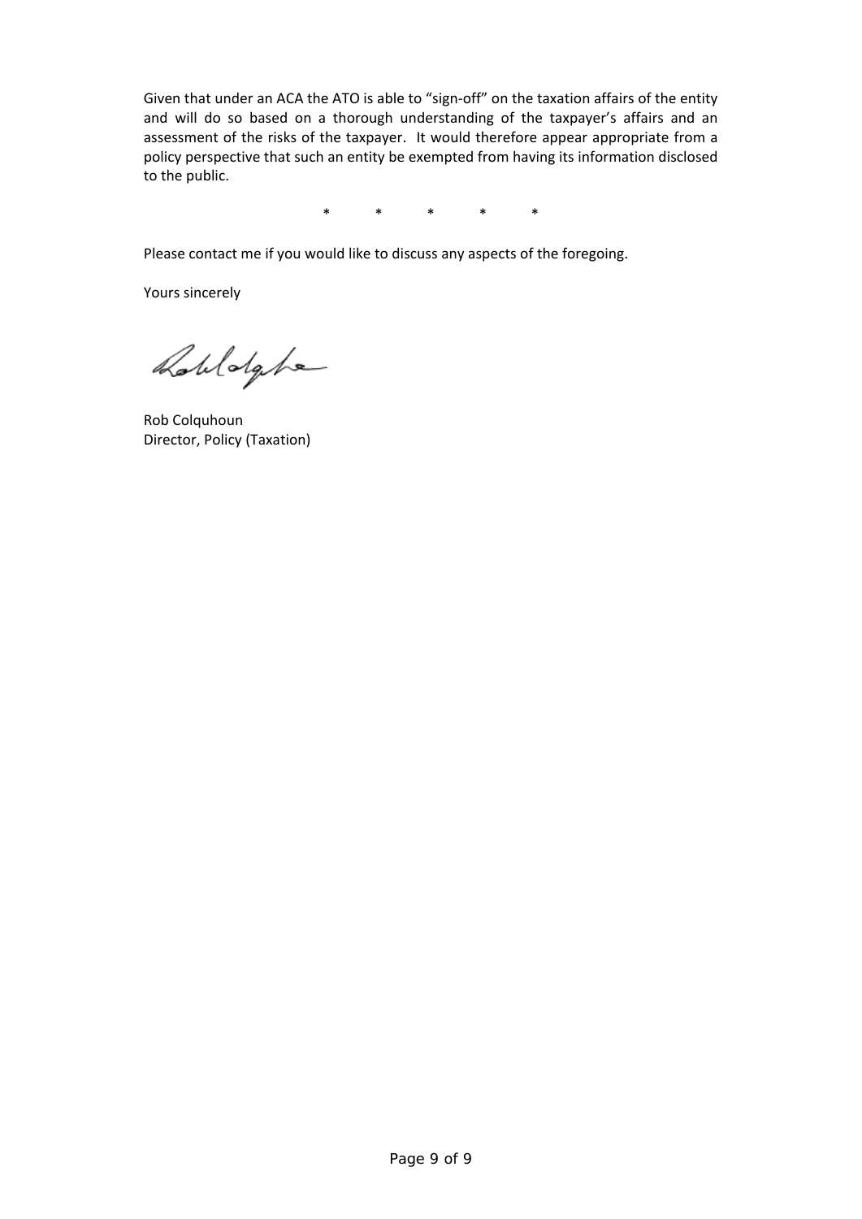Given that under an ACA the ATO is able to "sign-off" on the taxation affairs of the entity and will do so based on a thorough understanding of the taxpayer's affairs and an assessment of the risks of the taxpayer. It would therefore appear appropriate from a policy perspective that such an entity be exempted from having its information disclosed to the public.

\* \* \* \* \*

Please contact me if you would like to discuss any aspects of the foregoing.

Yours sincerely

Rob Colquhoun
Director, Policy (Taxation)